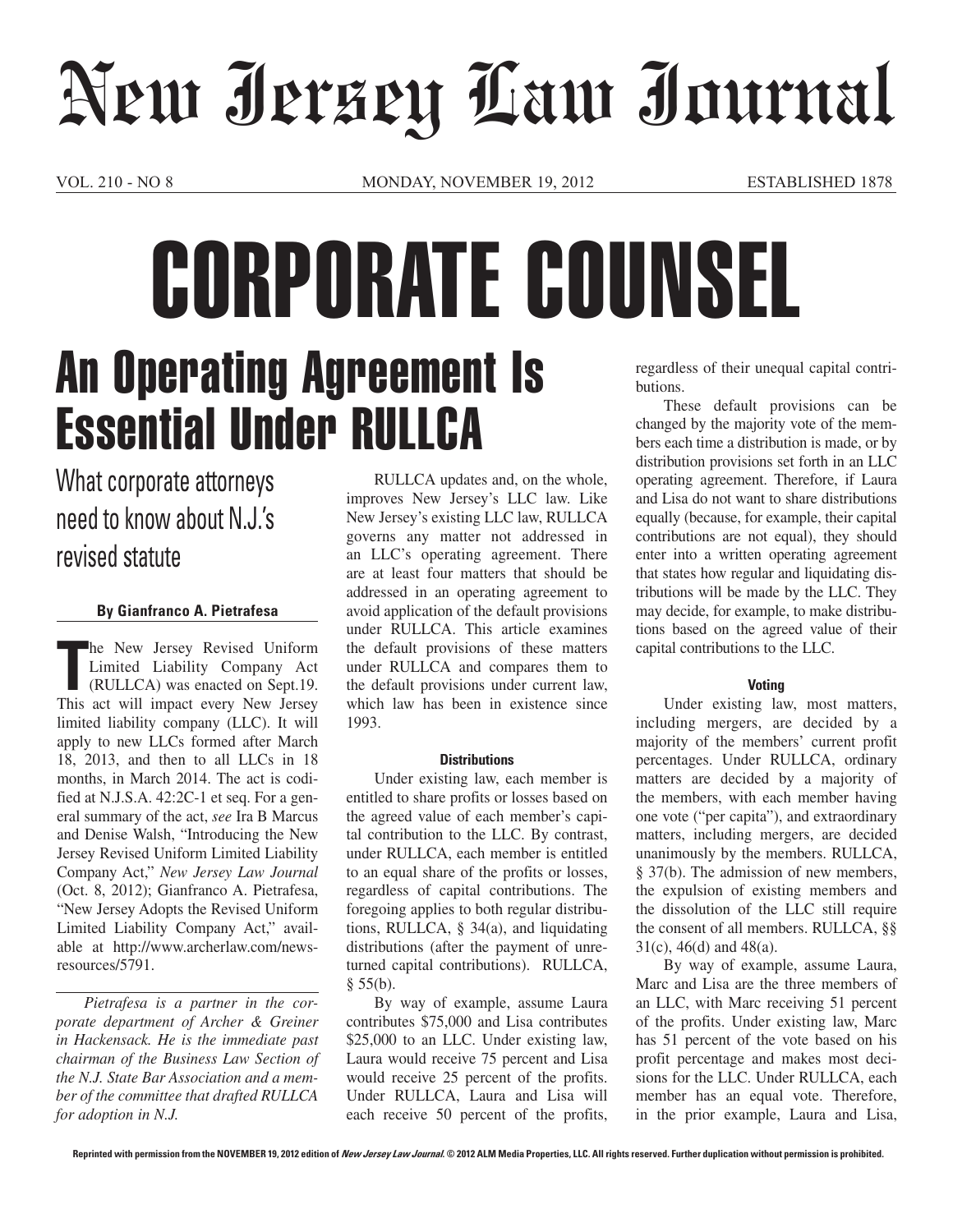# New Jersey Law Journal

VOL. 210 - NO 8 MONDAY, NOVEMBER 19, 2012 ESTABLISHED 1878

# CORPORATE COUNSEL

## An Operating Agreement Is Essential Under RULLCA

What corporate attorneys need to know about N.J.'s revised statute

**By Gianfranco A. Pietrafesa**

The New Jersey Revised Uniform Limited Liability Company Act (RULLCA) was enacted on Sept.19. This act will impact every New Jersey limited liability company (LLC). It will apply to new LLCs formed after March 18, 2013, and then to all LLCs in 18 months, in March 2014. The act is codified at N.J.S.A. 42:2C-1 et seq. For a general summary of the act, *see* Ira B Marcus and Denise Walsh, "Introducing the New Jersey Revised Uniform Limited Liability Company Act," *New Jersey Law Journal* (Oct. 8, 2012); Gianfranco A. Pietrafesa, "New Jersey Adopts the Revised Uniform Limited Liability Company Act," available at http://www.archerlaw.com/newsresources/5791.

*Pietrafesa is a partner in the corporate department of Archer & Greiner in Hackensack. He is the immediate past chairman of the Business Law Section of the N.J. State Bar Association and a member of the committee that drafted RULLCA for adoption in N.J.*

RULLCA updates and, on the whole, improves New Jersey's LLC law. Like New Jersey's existing LLC law, RULLCA governs any matter not addressed in an LLC's operating agreement. There are at least four matters that should be addressed in an operating agreement to avoid application of the default provisions under RULLCA. This article examines the default provisions of these matters under RULLCA and compares them to the default provisions under current law, which law has been in existence since 1993.

#### Distributions

Under existing law, each member is entitled to share profits or losses based on the agreed value of each member's capital contribution to the LLC. By contrast, under RULLCA, each member is entitled to an equal share of the profits or losses, regardless of capital contributions. The foregoing applies to both regular distributions, RULLCA, § 34(a), and liquidating distributions (after the payment of unreturned capital contributions). RULLCA, § 55(b).

By way of example, assume Laura contributes $75,000 and Lisa contributes $25,000 to an LLC. Under existing law, Laura would receive 75 percent and Lisa would receive 25 percent of the profits. Under RULLCA, Laura and Lisa will each receive 50 percent of the profits, regardless of their unequal capital contributions.

These default provisions can be changed by the majority vote of the members each time a distribution is made, or by distribution provisions set forth in an LLC operating agreement. Therefore, if Laura and Lisa do not want to share distributions equally (because, for example, their capital contributions are not equal), they should enter into a written operating agreement that states how regular and liquidating distributions will be made by the LLC. They may decide, for example, to make distributions based on the agreed value of their capital contributions to the LLC.

#### Voting

Under existing law, most matters, including mergers, are decided by a majority of the members' current profit percentages. Under RULLCA, ordinary matters are decided by a majority of the members, with each member having one vote ("per capita"), and extraordinary matters, including mergers, are decided unanimously by the members. RULLCA, § 37(b). The admission of new members, the expulsion of existing members and the dissolution of the LLC still require the consent of all members. RULLCA, §§ 31(c), 46(d) and 48(a).

By way of example, assume Laura, Marc and Lisa are the three members of an LLC, with Marc receiving 51 percent of the profits. Under existing law, Marc has 51 percent of the vote based on his profit percentage and makes most decisions for the LLC. Under RULLCA, each member has an equal vote. Therefore, in the prior example, Laura and Lisa,

Reprinted with permission from the NOVEMBER 19, 2012 edition of *New Jersey Law Journal*. © 2012 ALM Media Properties, LLC. All rights reserved. Further duplication without permission is prohibited.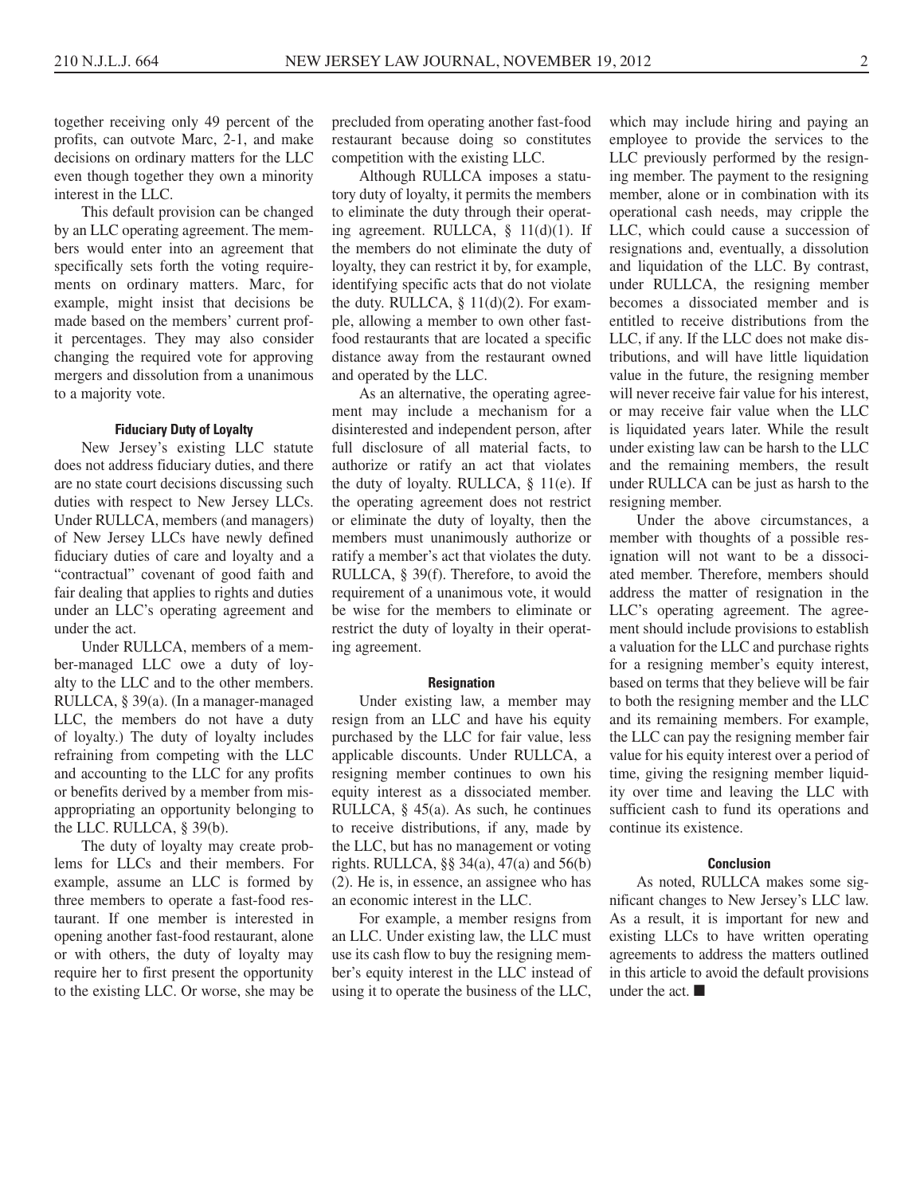together receiving only 49 percent of the profits, can outvote Marc, 2-1, and make decisions on ordinary matters for the LLC even though together they own a minority interest in the LLC.

This default provision can be changed by an LLC operating agreement. The members would enter into an agreement that specifically sets forth the voting requirements on ordinary matters. Marc, for example, might insist that decisions be made based on the members' current profit percentages. They may also consider changing the required vote for approving mergers and dissolution from a unanimous to a majority vote.

#### Fiduciary Duty of Loyalty

New Jersey's existing LLC statute does not address fiduciary duties, and there are no state court decisions discussing such duties with respect to New Jersey LLCs. Under RULLCA, members (and managers) of New Jersey LLCs have newly defined fiduciary duties of care and loyalty and a "contractual" covenant of good faith and fair dealing that applies to rights and duties under an LLC's operating agreement and under the act.

Under RULLCA, members of a member-managed LLC owe a duty of loyalty to the LLC and to the other members. RULLCA, § 39(a). (In a manager-managed LLC, the members do not have a duty of loyalty.) The duty of loyalty includes refraining from competing with the LLC and accounting to the LLC for any profits or benefits derived by a member from misappropriating an opportunity belonging to the LLC. RULLCA, § 39(b).

The duty of loyalty may create problems for LLCs and their members. For example, assume an LLC is formed by three members to operate a fast-food restaurant. If one member is interested in opening another fast-food restaurant, alone or with others, the duty of loyalty may require her to first present the opportunity to the existing LLC. Or worse, she may be precluded from operating another fast-food restaurant because doing so constitutes competition with the existing LLC.

Although RULLCA imposes a statutory duty of loyalty, it permits the members to eliminate the duty through their operating agreement. RULLCA, § 11(d)(1). If the members do not eliminate the duty of loyalty, they can restrict it by, for example, identifying specific acts that do not violate the duty. RULLCA, § 11(d)(2). For example, allowing a member to own other fast-food restaurants that are located a specific distance away from the restaurant owned and operated by the LLC.

As an alternative, the operating agreement may include a mechanism for a disinterested and independent person, after full disclosure of all material facts, to authorize or ratify an act that violates the duty of loyalty. RULLCA, § 11(e). If the operating agreement does not restrict or eliminate the duty of loyalty, then the members must unanimously authorize or ratify a member's act that violates the duty. RULLCA, § 39(f). Therefore, to avoid the requirement of a unanimous vote, it would be wise for the members to eliminate or restrict the duty of loyalty in their operating agreement.

#### Resignation

Under existing law, a member may resign from an LLC and have his equity purchased by the LLC for fair value, less applicable discounts. Under RULLCA, a resigning member continues to own his equity interest as a dissociated member. RULLCA, § 45(a). As such, he continues to receive distributions, if any, made by the LLC, but has no management or voting rights. RULLCA, §§ 34(a), 47(a) and 56(b)(2). He is, in essence, an assignee who has an economic interest in the LLC.

For example, a member resigns from an LLC. Under existing law, the LLC must use its cash flow to buy the resigning member's equity interest in the LLC instead of using it to operate the business of the LLC, which may include hiring and paying an employee to provide the services to the LLC previously performed by the resigning member. The payment to the resigning member, alone or in combination with its operational cash needs, may cripple the LLC, which could cause a succession of resignations and, eventually, a dissolution and liquidation of the LLC. By contrast, under RULLCA, the resigning member becomes a dissociated member and is entitled to receive distributions from the LLC, if any. If the LLC does not make distributions, and will have little liquidation value in the future, the resigning member will never receive fair value for his interest, or may receive fair value when the LLC is liquidated years later. While the result under existing law can be harsh to the LLC and the remaining members, the result under RULLCA can be just as harsh to the resigning member.

Under the above circumstances, a member with thoughts of a possible resignation will not want to be a dissociated member. Therefore, members should address the matter of resignation in the LLC's operating agreement. The agreement should include provisions to establish a valuation for the LLC and purchase rights for a resigning member's equity interest, based on terms that they believe will be fair to both the resigning member and the LLC and its remaining members. For example, the LLC can pay the resigning member fair value for his equity interest over a period of time, giving the resigning member liquidity over time and leaving the LLC with sufficient cash to fund its operations and continue its existence.

#### Conclusion

As noted, RULLCA makes some significant changes to New Jersey's LLC law. As a result, it is important for new and existing LLCs to have written operating agreements to address the matters outlined in this article to avoid the default provisions under the act. ■